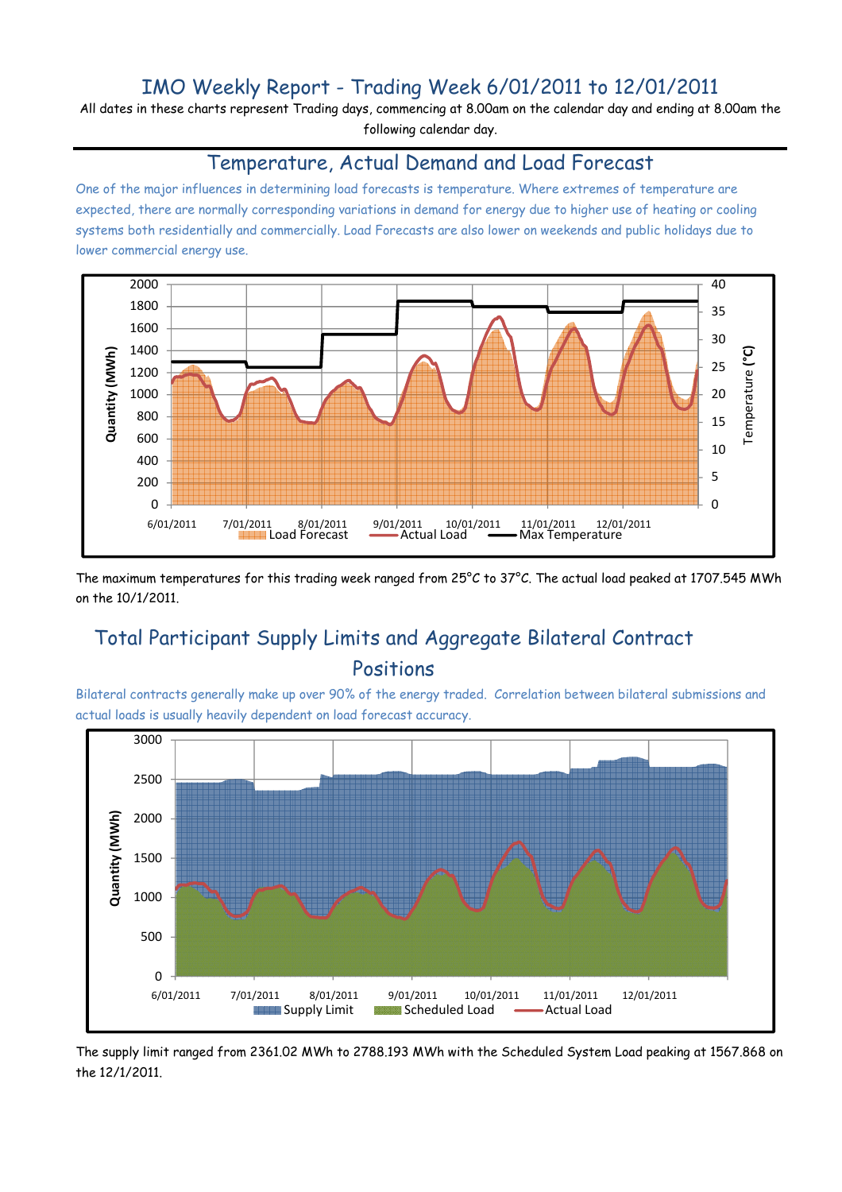# IMO Weekly Report - Trading Week 6/01/2011 to 12/01/2011

All dates in these charts represent Trading days, commencing at 8.00am on the calendar day and ending at 8.00am the following calendar day.

## Temperature, Actual Demand and Load Forecast

One of the major influences in determining load forecasts is temperature. Where extremes of temperature are expected, there are normally corresponding variations in demand for energy due to higher use of heating or cooling systems both residentially and commercially. Load Forecasts are also lower on weekends and public holidays due to lower commercial energy use.

The maximum temperatures for this trading week ranged from 25°C to 37°C. The actual load peaked at 1707.545 MWh on the 10/1/2011.

## Total Participant Supply Limits and Aggregate Bilateral Contract Positions

Bilateral contracts generally make up over 90% of the energy traded. Correlation between bilateral submissions and actual loads is usually heavily dependent on load forecast accuracy.

The supply limit ranged from 2361.02 MWh to 2788.193 MWh with the Scheduled System Load peaking at 1567.868 on the 12/1/2011.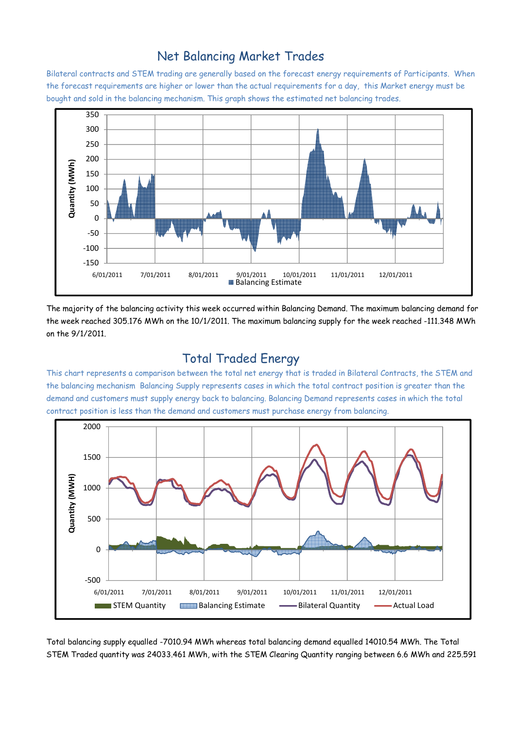## Net Balancing Market Trades

Bilateral contracts and STEM trading are generally based on the forecast energy requirements of Participants. When the forecast requirements are higher or lower than the actual requirements for a day, this Market energy must be bought and sold in the balancing mechanism. This graph shows the estimated net balancing trades.

The majority of the balancing activity this week occurred within Balancing Demand. The maximum balancing demand for the week reached 305.176 MWh on the 10/1/2011. The maximum balancing supply for the week reached -111.348 MWh on the 9/1/2011.

## Total Traded Energy

This chart represents a comparison between the total net energy that is traded in Bilateral Contracts, the STEM and the balancing mechanism Balancing Supply represents cases in which the total contract position is greater than the demand and customers must supply energy back to balancing. Balancing Demand represents cases in which the total contract position is less than the demand and customers must purchase energy from balancing.

Total balancing supply equalled -7010.94 MWh whereas total balancing demand equalled 14010.54 MWh. The Total STEM Traded quantity was 24033.461 MWh, with the STEM Clearing Quantity ranging between 6.6 MWh and 225.591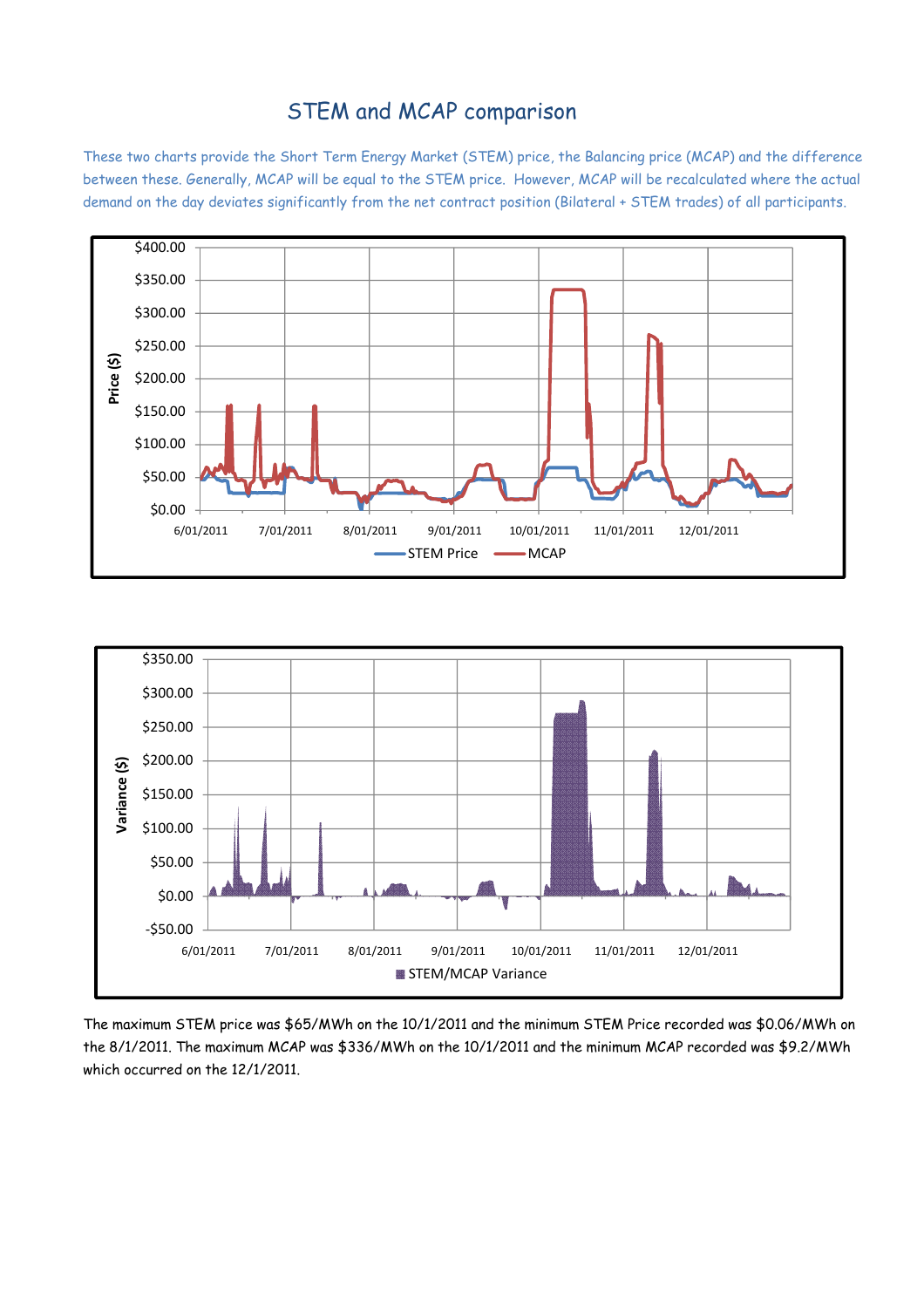# STEM and MCAP comparison

These two charts provide the Short Term Energy Market (STEM) price, the Balancing price (MCAP) and the difference between these. Generally, MCAP will be equal to the STEM price. However, MCAP will be recalculated where the actual demand on the day deviates significantly from the net contract position (Bilateral + STEM trades) of all participants.

Price ($)

$400.00
$350.00
$300.00
$250.00
$200.00
$150.00
$100.00
$50.00
$0.00

6/01/2011 7/01/2011 8/01/2011 9/01/2011 10/01/2011 11/01/2011 12/01/2011

STEM Price MCAP

Variance ($)

$350.00
$300.00
$250.00
$200.00
$150.00
$100.00
$50.00
$0.00
-$50.00

6/01/2011 7/01/2011 8/01/2011 9/01/2011 10/01/2011 11/01/2011 12/01/2011

STEM/MCAP Variance

The maximum STEM price was $65/MWh on the 10/1/2011 and the minimum STEM Price recorded was $0.06/MWh on the 8/1/2011. The maximum MCAP was $336/MWh on the 10/1/2011 and the minimum MCAP recorded was $9.2/MWh which occurred on the 12/1/2011.